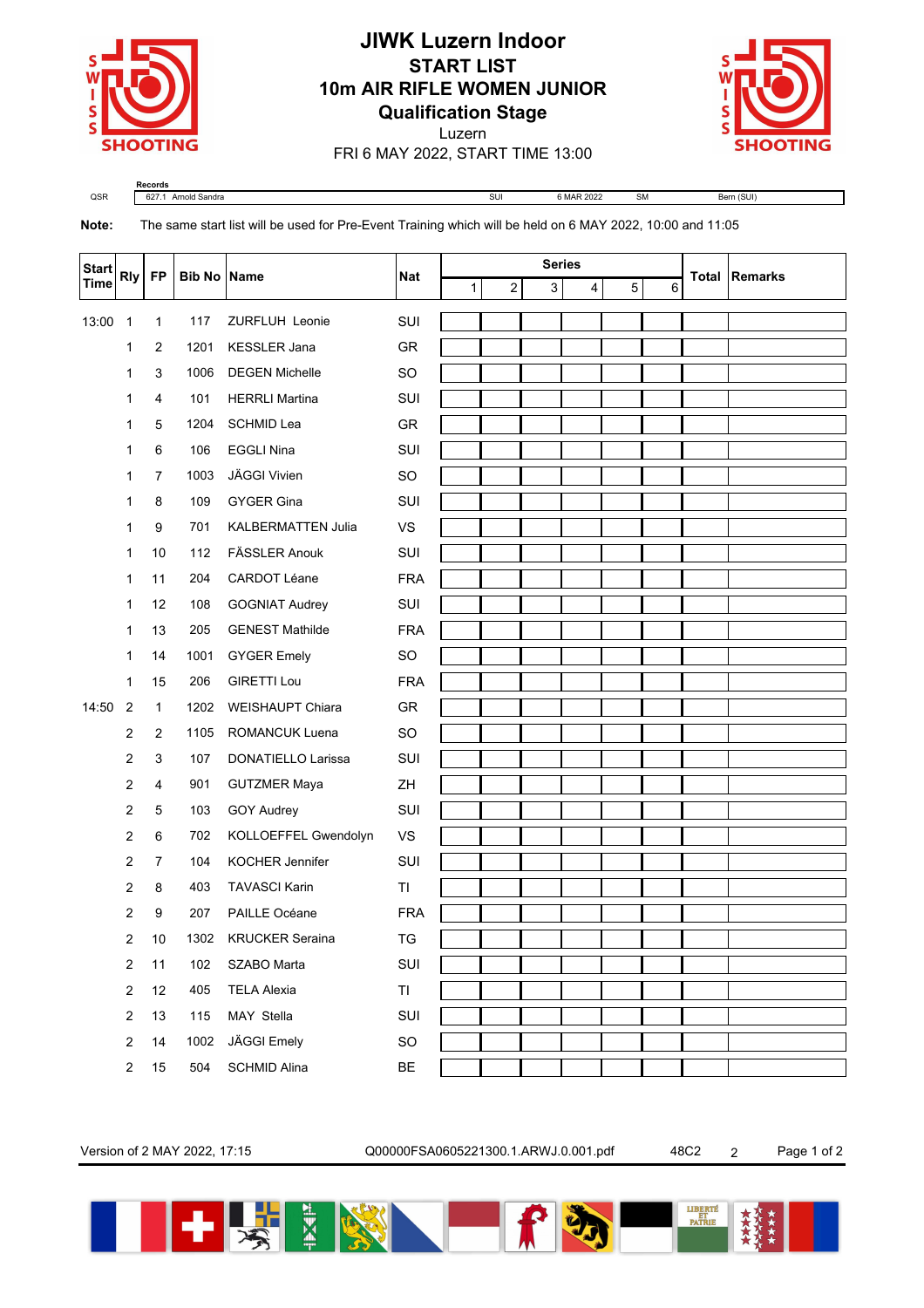# JIWK Luzern Indoor

## START LIST

## 10m AIR RIFLE WOMEN JUNIOR

### Qualification Stage

Luzern

FRI 6 MAY 2022, START TIME 13:00

| | Records | | | | |
|---|---|---|---|---|---|
| QSR | 627.1 Arnold Sandra | SUI | 6 MAR 2022 | SM | Bern (SUI) |

**Note:** The same start list will be used for Pre-Event Training which will be held on 6 MAY 2022, 10:00 and 11:05

| Start Time | Rly | FP | Bib No | Name | Nat | Series 1 | 2 | 3 | 4 | 5 | 6 | Total | Remarks |
|---|---|---|---|---|---|---|---|---|---|---|---|---|---|
| 13:00 | 1 | 1 | 117 | ZURFLUH Leonie | SUI | | | | | | | | |
| | 1 | 2 | 1201 | KESSLER Jana | GR | | | | | | | | |
| | 1 | 3 | 1006 | DEGEN Michelle | SO | | | | | | | | |
| | 1 | 4 | 101 | HERRLI Martina | SUI | | | | | | | | |
| | 1 | 5 | 1204 | SCHMID Lea | GR | | | | | | | | |
| | 1 | 6 | 106 | EGGLI Nina | SUI | | | | | | | | |
| | 1 | 7 | 1003 | JÄGGI Vivien | SO | | | | | | | | |
| | 1 | 8 | 109 | GYGER Gina | SUI | | | | | | | | |
| | 1 | 9 | 701 | KALBERMATTEN Julia | VS | | | | | | | | |
| | 1 | 10 | 112 | FÄSSLER Anouk | SUI | | | | | | | | |
| | 1 | 11 | 204 | CARDOT Léane | FRA | | | | | | | | |
| | 1 | 12 | 108 | GOGNIAT Audrey | SUI | | | | | | | | |
| | 1 | 13 | 205 | GENEST Mathilde | FRA | | | | | | | | |
| | 1 | 14 | 1001 | GYGER Emely | SO | | | | | | | | |
| | 1 | 15 | 206 | GIRETTI Lou | FRA | | | | | | | | |
| 14:50 | 2 | 1 | 1202 | WEISHAUPT Chiara | GR | | | | | | | | |
| | 2 | 2 | 1105 | ROMANCUK Luena | SO | | | | | | | | |
| | 2 | 3 | 107 | DONATIELLO Larissa | SUI | | | | | | | | |
| | 2 | 4 | 901 | GUTZMER Maya | ZH | | | | | | | | |
| | 2 | 5 | 103 | GOY Audrey | SUI | | | | | | | | |
| | 2 | 6 | 702 | KOLLOEFFEL Gwendolyn | VS | | | | | | | | |
| | 2 | 7 | 104 | KOCHER Jennifer | SUI | | | | | | | | |
| | 2 | 8 | 403 | TAVASCI Karin | TI | | | | | | | | |
| | 2 | 9 | 207 | PAILLE Océane | FRA | | | | | | | | |
| | 2 | 10 | 1302 | KRUCKER Seraina | TG | | | | | | | | |
| | 2 | 11 | 102 | SZABO Marta | SUI | | | | | | | | |
| | 2 | 12 | 405 | TELA Alexia | TI | | | | | | | | |
| | 2 | 13 | 115 | MAY Stella | SUI | | | | | | | | |
| | 2 | 14 | 1002 | JÄGGI Emely | SO | | | | | | | | |
| | 2 | 15 | 504 | SCHMID Alina | BE | | | | | | | | |

Version of 2 MAY 2022, 17:15 Q00000FSA0605221300.1.ARWJ.0.001.pdf 48C2 2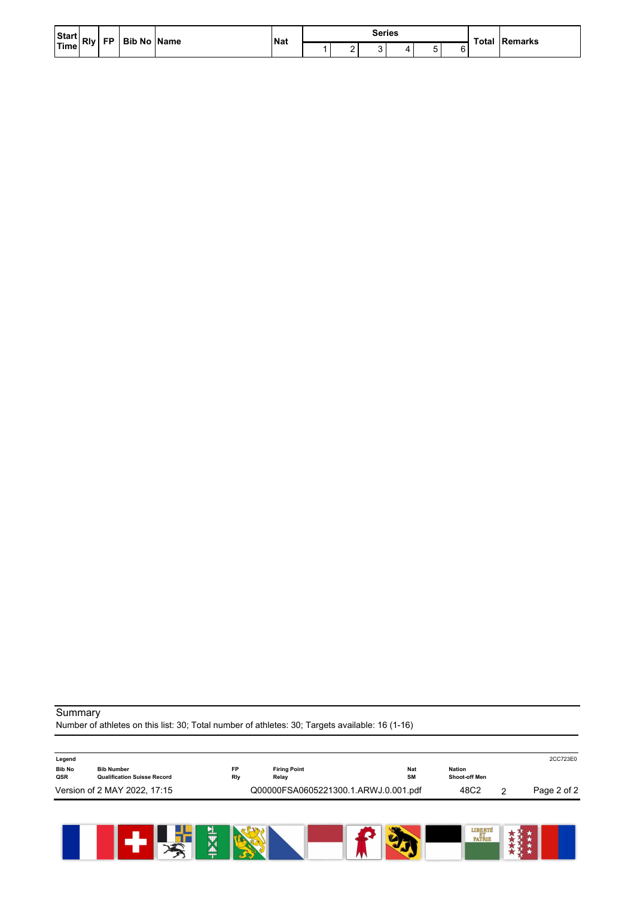| Start Time | Rly | FP | Bib No | Name | Nat | Series | | | | | | Total | Remarks |
|---|---|---|---|---|---|---|---|---|---|---|---|---|---|
| | | | | | | 1 | 2 | 3 | 4 | 5 | 6 | | |

## Summary

Number of athletes on this list: 30; Total number of athletes: 30; Targets available: 16 (1-16)

| Legend | | | | | | 2CC723E0 |
|---|---|---|---|---|---|---|
| Bib No | Bib Number | FP | Firing Point | Nat | Nation | |
| QSR | Qualification Suisse Record | Rly | Relay | SM | Shoot-off Men | |

Version of 2 MAY 2022, 17:15 Q00000FSA0605221300.1.ARWJ.0.001.pdf 48C2 2